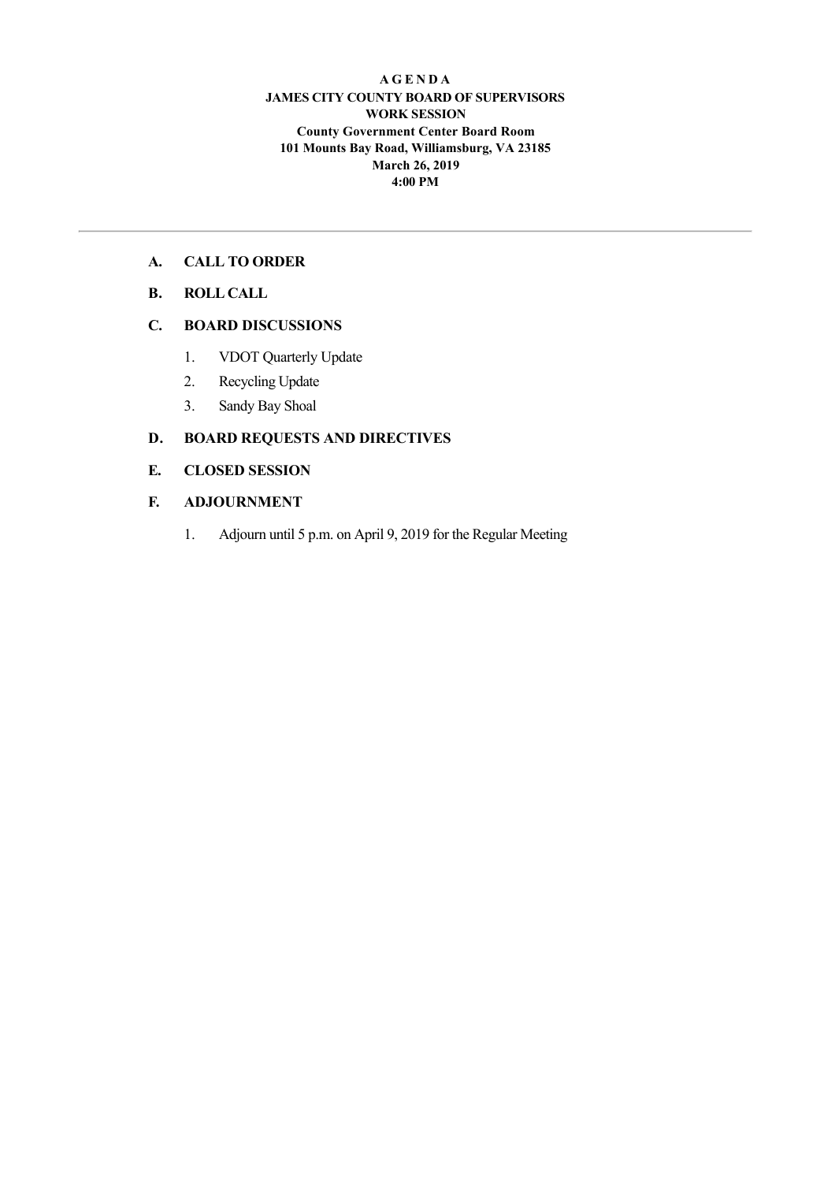**A G E N D A**
**JAMES CITY COUNTY BOARD OF SUPERVISORS**
**WORK SESSION**
**County Government Center Board Room**
**101 Mounts Bay Road, Williamsburg, VA 23185**
**March 26, 2019**
**4:00 PM**

---

**A. CALL TO ORDER**

**B. ROLL CALL**

**C. BOARD DISCUSSIONS**

1. VDOT Quarterly Update
2. Recycling Update
3. Sandy Bay Shoal

**D. BOARD REQUESTS AND DIRECTIVES**

**E. CLOSED SESSION**

**F. ADJOURNMENT**

1. Adjourn until 5 p.m. on April 9, 2019 for the Regular Meeting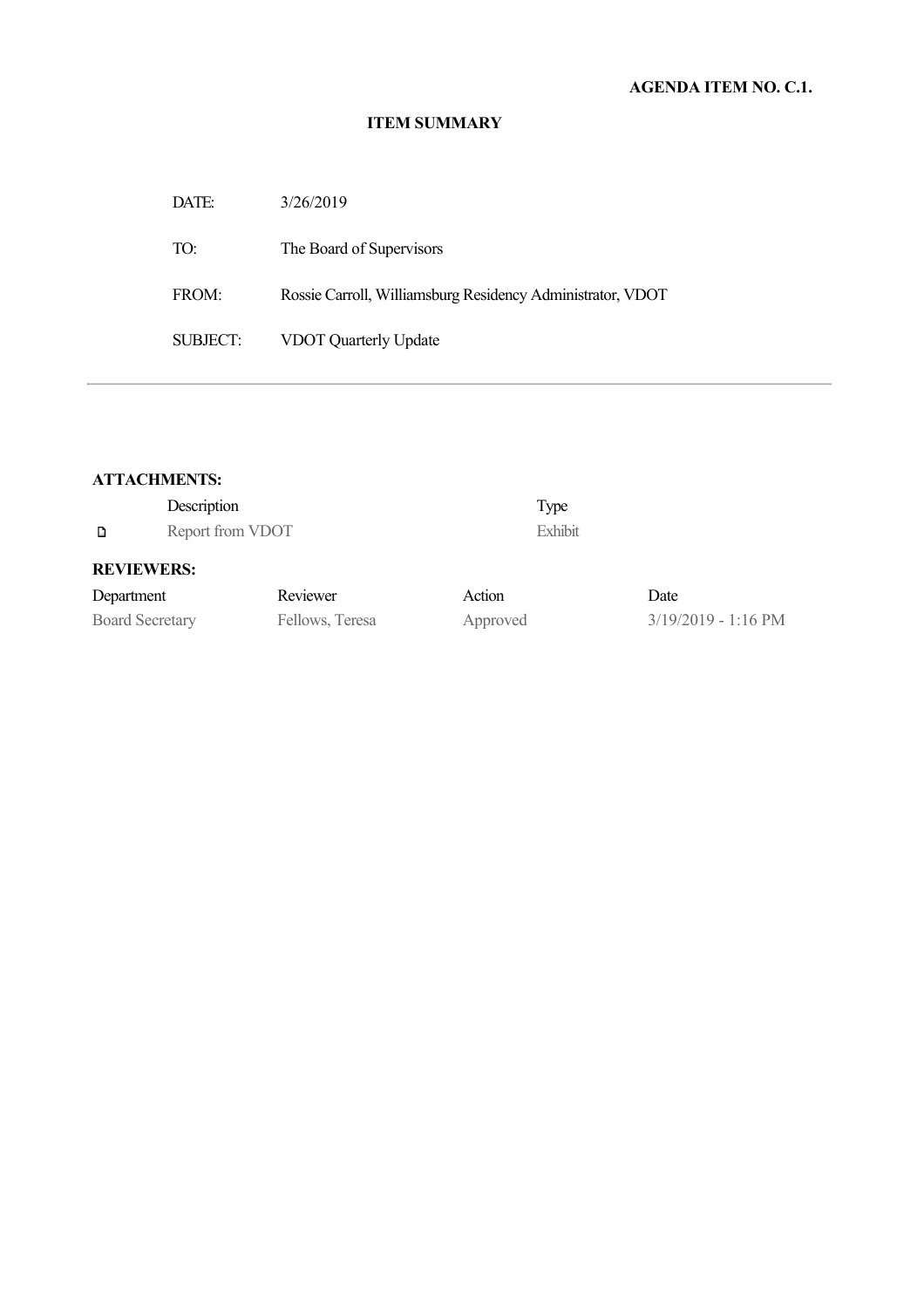**AGENDA ITEM NO. C.1.**

**ITEM SUMMARY**

| | |
|---|---|
| DATE: | 3/26/2019 |
| TO: | The Board of Supervisors |
| FROM: | Rossie Carroll, Williamsburg Residency Administrator, VDOT |
| SUBJECT: | VDOT Quarterly Update |

---

**ATTACHMENTS:**

| Description | Type |
|---|---|
| Report from VDOT | Exhibit |

**REVIEWERS:**

| Department | Reviewer | Action | Date |
|---|---|---|---|
| Board Secretary | Fellows, Teresa | Approved | 3/19/2019 - 1:16 PM |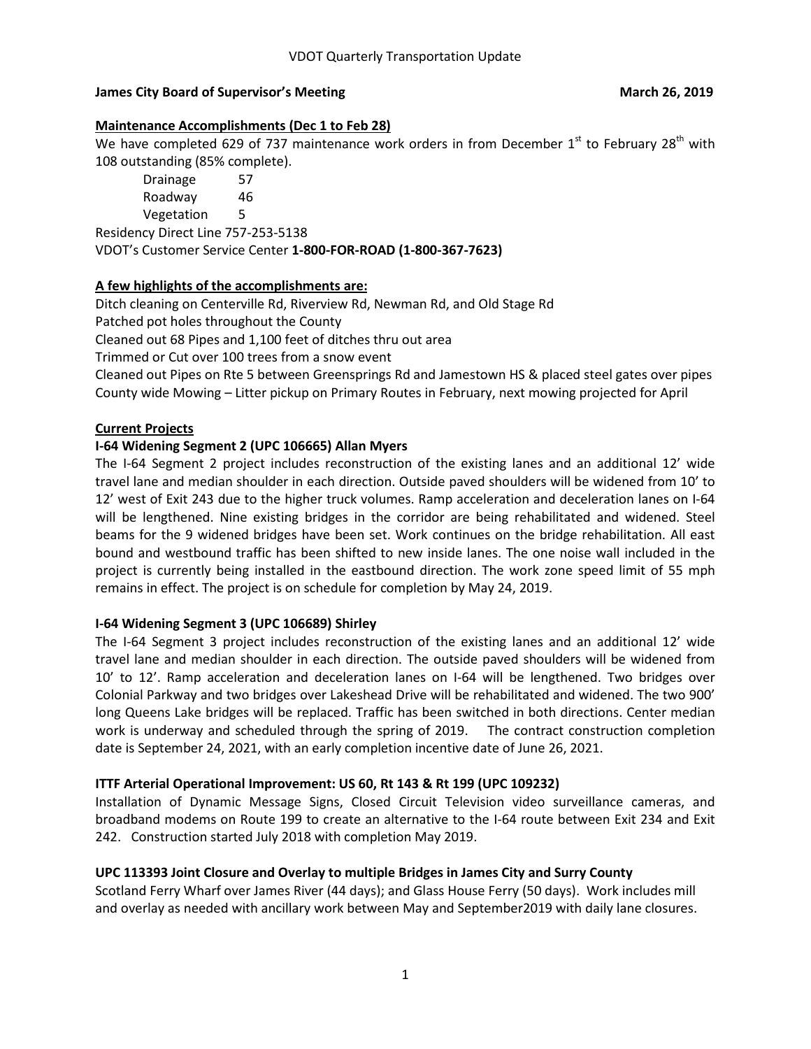VDOT Quarterly Transportation Update

**James City Board of Supervisor's Meeting** **March 26, 2019**

**Maintenance Accomplishments (Dec 1 to Feb 28)**

We have completed 629 of 737 maintenance work orders in from December 1st to February 28th with 108 outstanding (85% complete).

| | |
|---|---|
| Drainage | 57 |
| Roadway | 46 |
| Vegetation | 5 |

Residency Direct Line 757-253-5138

VDOT's Customer Service Center **1-800-FOR-ROAD (1-800-367-7623)**

**A few highlights of the accomplishments are:**

Ditch cleaning on Centerville Rd, Riverview Rd, Newman Rd, and Old Stage Rd
Patched pot holes throughout the County
Cleaned out 68 Pipes and 1,100 feet of ditches thru out area
Trimmed or Cut over 100 trees from a snow event
Cleaned out Pipes on Rte 5 between Greensprings Rd and Jamestown HS & placed steel gates over pipes
County wide Mowing – Litter pickup on Primary Routes in February, next mowing projected for April

**Current Projects**

**I-64 Widening Segment 2 (UPC 106665) Allan Myers**

The I-64 Segment 2 project includes reconstruction of the existing lanes and an additional 12' wide travel lane and median shoulder in each direction. Outside paved shoulders will be widened from 10' to 12' west of Exit 243 due to the higher truck volumes. Ramp acceleration and deceleration lanes on I-64 will be lengthened. Nine existing bridges in the corridor are being rehabilitated and widened. Steel beams for the 9 widened bridges have been set. Work continues on the bridge rehabilitation. All east bound and westbound traffic has been shifted to new inside lanes. The one noise wall included in the project is currently being installed in the eastbound direction. The work zone speed limit of 55 mph remains in effect. The project is on schedule for completion by May 24, 2019.

**I-64 Widening Segment 3 (UPC 106689) Shirley**

The I-64 Segment 3 project includes reconstruction of the existing lanes and an additional 12' wide travel lane and median shoulder in each direction. The outside paved shoulders will be widened from 10' to 12'. Ramp acceleration and deceleration lanes on I-64 will be lengthened. Two bridges over Colonial Parkway and two bridges over Lakeshead Drive will be rehabilitated and widened. The two 900' long Queens Lake bridges will be replaced. Traffic has been switched in both directions. Center median work is underway and scheduled through the spring of 2019. The contract construction completion date is September 24, 2021, with an early completion incentive date of June 26, 2021.

**ITTF Arterial Operational Improvement: US 60, Rt 143 & Rt 199 (UPC 109232)**

Installation of Dynamic Message Signs, Closed Circuit Television video surveillance cameras, and broadband modems on Route 199 to create an alternative to the I-64 route between Exit 234 and Exit 242. Construction started July 2018 with completion May 2019.

**UPC 113393 Joint Closure and Overlay to multiple Bridges in James City and Surry County**

Scotland Ferry Wharf over James River (44 days); and Glass House Ferry (50 days). Work includes mill and overlay as needed with ancillary work between May and September2019 with daily lane closures.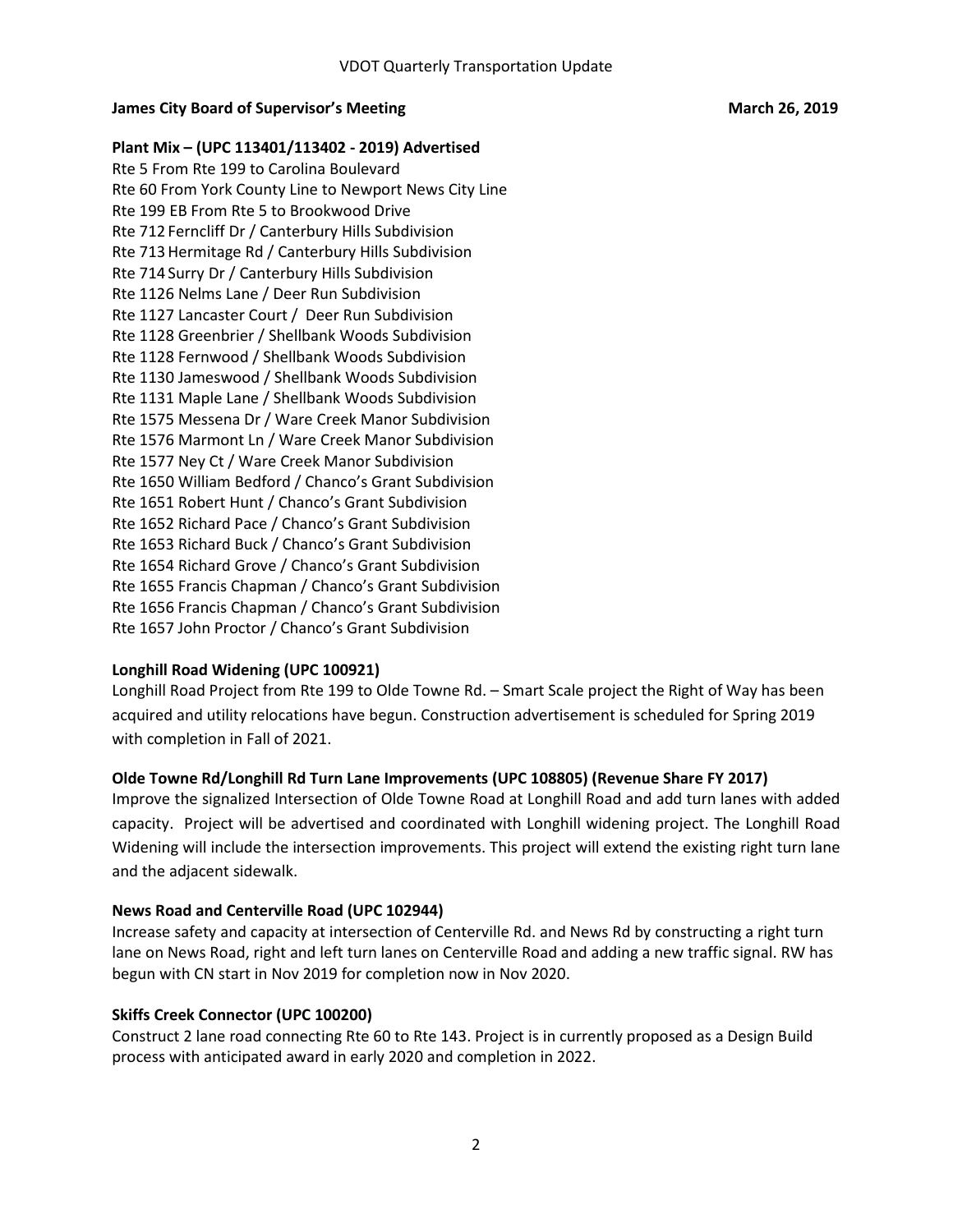VDOT Quarterly Transportation Update

**James City Board of Supervisor's Meeting** **March 26, 2019**

**Plant Mix – (UPC 113401/113402 - 2019) Advertised**

Rte 5 From Rte 199 to Carolina Boulevard
Rte 60 From York County Line to Newport News City Line
Rte 199 EB From Rte 5 to Brookwood Drive
Rte 712 Ferncliff Dr / Canterbury Hills Subdivision
Rte 713 Hermitage Rd / Canterbury Hills Subdivision
Rte 714 Surry Dr / Canterbury Hills Subdivision
Rte 1126 Nelms Lane / Deer Run Subdivision
Rte 1127 Lancaster Court / Deer Run Subdivision
Rte 1128 Greenbrier / Shellbank Woods Subdivision
Rte 1128 Fernwood / Shellbank Woods Subdivision
Rte 1130 Jameswood / Shellbank Woods Subdivision
Rte 1131 Maple Lane / Shellbank Woods Subdivision
Rte 1575 Messena Dr / Ware Creek Manor Subdivision
Rte 1576 Marmont Ln / Ware Creek Manor Subdivision
Rte 1577 Ney Ct / Ware Creek Manor Subdivision
Rte 1650 William Bedford / Chanco's Grant Subdivision
Rte 1651 Robert Hunt / Chanco's Grant Subdivision
Rte 1652 Richard Pace / Chanco's Grant Subdivision
Rte 1653 Richard Buck / Chanco's Grant Subdivision
Rte 1654 Richard Grove / Chanco's Grant Subdivision
Rte 1655 Francis Chapman / Chanco's Grant Subdivision
Rte 1656 Francis Chapman / Chanco's Grant Subdivision
Rte 1657 John Proctor / Chanco's Grant Subdivision

**Longhill Road Widening (UPC 100921)**

Longhill Road Project from Rte 199 to Olde Towne Rd. – Smart Scale project the Right of Way has been acquired and utility relocations have begun. Construction advertisement is scheduled for Spring 2019 with completion in Fall of 2021.

**Olde Towne Rd/Longhill Rd Turn Lane Improvements (UPC 108805) (Revenue Share FY 2017)**

Improve the signalized Intersection of Olde Towne Road at Longhill Road and add turn lanes with added capacity. Project will be advertised and coordinated with Longhill widening project. The Longhill Road Widening will include the intersection improvements. This project will extend the existing right turn lane and the adjacent sidewalk.

**News Road and Centerville Road (UPC 102944)**

Increase safety and capacity at intersection of Centerville Rd. and News Rd by constructing a right turn lane on News Road, right and left turn lanes on Centerville Road and adding a new traffic signal. RW has begun with CN start in Nov 2019 for completion now in Nov 2020.

**Skiffs Creek Connector (UPC 100200)**

Construct 2 lane road connecting Rte 60 to Rte 143. Project is in currently proposed as a Design Build process with anticipated award in early 2020 and completion in 2022.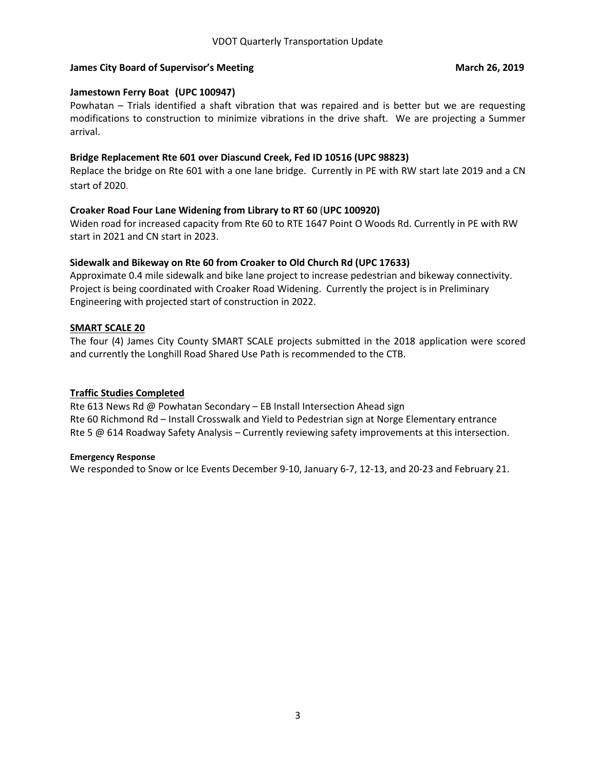VDOT Quarterly Transportation Update

**James City Board of Supervisor's Meeting** **March 26, 2019**

**Jamestown Ferry Boat (UPC 100947)**

Powhatan – Trials identified a shaft vibration that was repaired and is better but we are requesting modifications to construction to minimize vibrations in the drive shaft. We are projecting a Summer arrival.

**Bridge Replacement Rte 601 over Diascund Creek, Fed ID 10516 (UPC 98823)**

Replace the bridge on Rte 601 with a one lane bridge. Currently in PE with RW start late 2019 and a CN start of 2020.

**Croaker Road Four Lane Widening from Library to RT 60 (UPC 100920)**

Widen road for increased capacity from Rte 60 to RTE 1647 Point O Woods Rd. Currently in PE with RW start in 2021 and CN start in 2023.

**Sidewalk and Bikeway on Rte 60 from Croaker to Old Church Rd (UPC 17633)**

Approximate 0.4 mile sidewalk and bike lane project to increase pedestrian and bikeway connectivity. Project is being coordinated with Croaker Road Widening. Currently the project is in Preliminary Engineering with projected start of construction in 2022.

**SMART SCALE 20**

The four (4) James City County SMART SCALE projects submitted in the 2018 application were scored and currently the Longhill Road Shared Use Path is recommended to the CTB.

**Traffic Studies Completed**

Rte 613 News Rd @ Powhatan Secondary – EB Install Intersection Ahead sign
Rte 60 Richmond Rd – Install Crosswalk and Yield to Pedestrian sign at Norge Elementary entrance
Rte 5 @ 614 Roadway Safety Analysis – Currently reviewing safety improvements at this intersection.

**Emergency Response**

We responded to Snow or Ice Events December 9-10, January 6-7, 12-13, and 20-23 and February 21.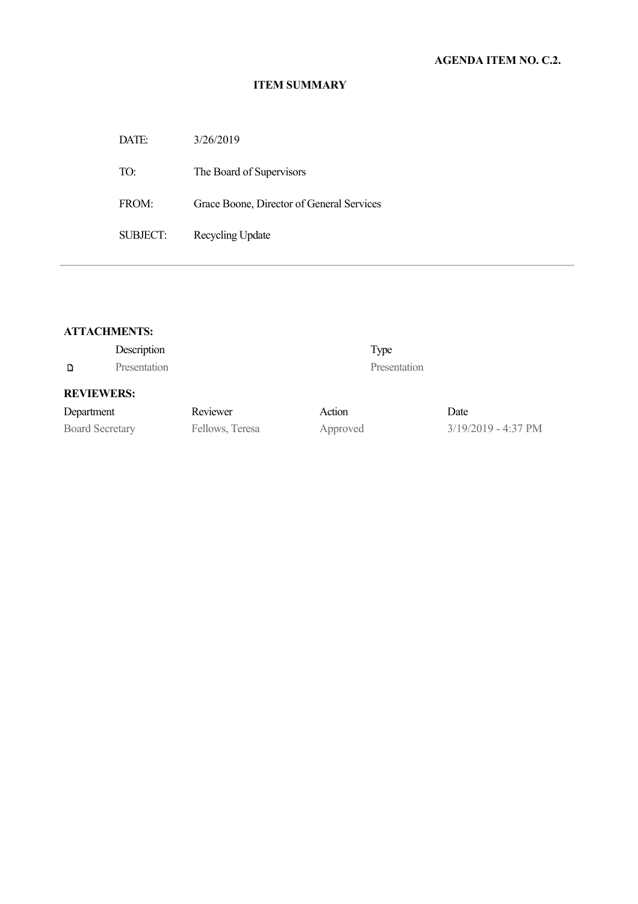**AGENDA ITEM NO. C.2.**

## ITEM SUMMARY

| | |
|---|---|
| DATE: | 3/26/2019 |
| TO: | The Board of Supervisors |
| FROM: | Grace Boone, Director of General Services |
| SUBJECT: | Recycling Update |

---

**ATTACHMENTS:**

| Description | Type |
|---|---|
| Presentation | Presentation |

**REVIEWERS:**

| Department | Reviewer | Action | Date |
|---|---|---|---|
| Board Secretary | Fellows, Teresa | Approved | 3/19/2019 - 4:37 PM |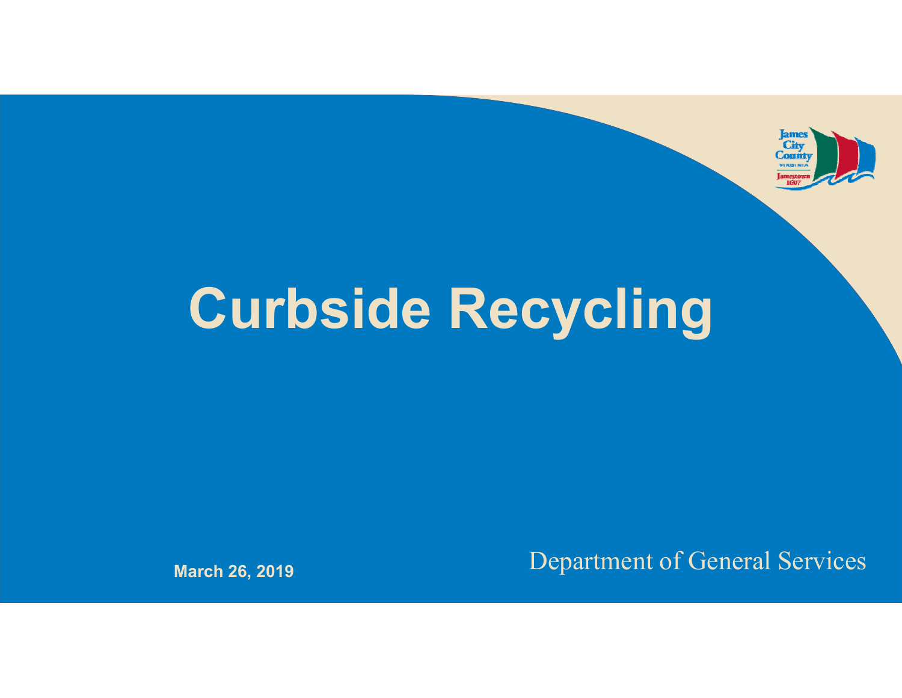# Curbside Recycling

**March 26, 2019**

Department of General Services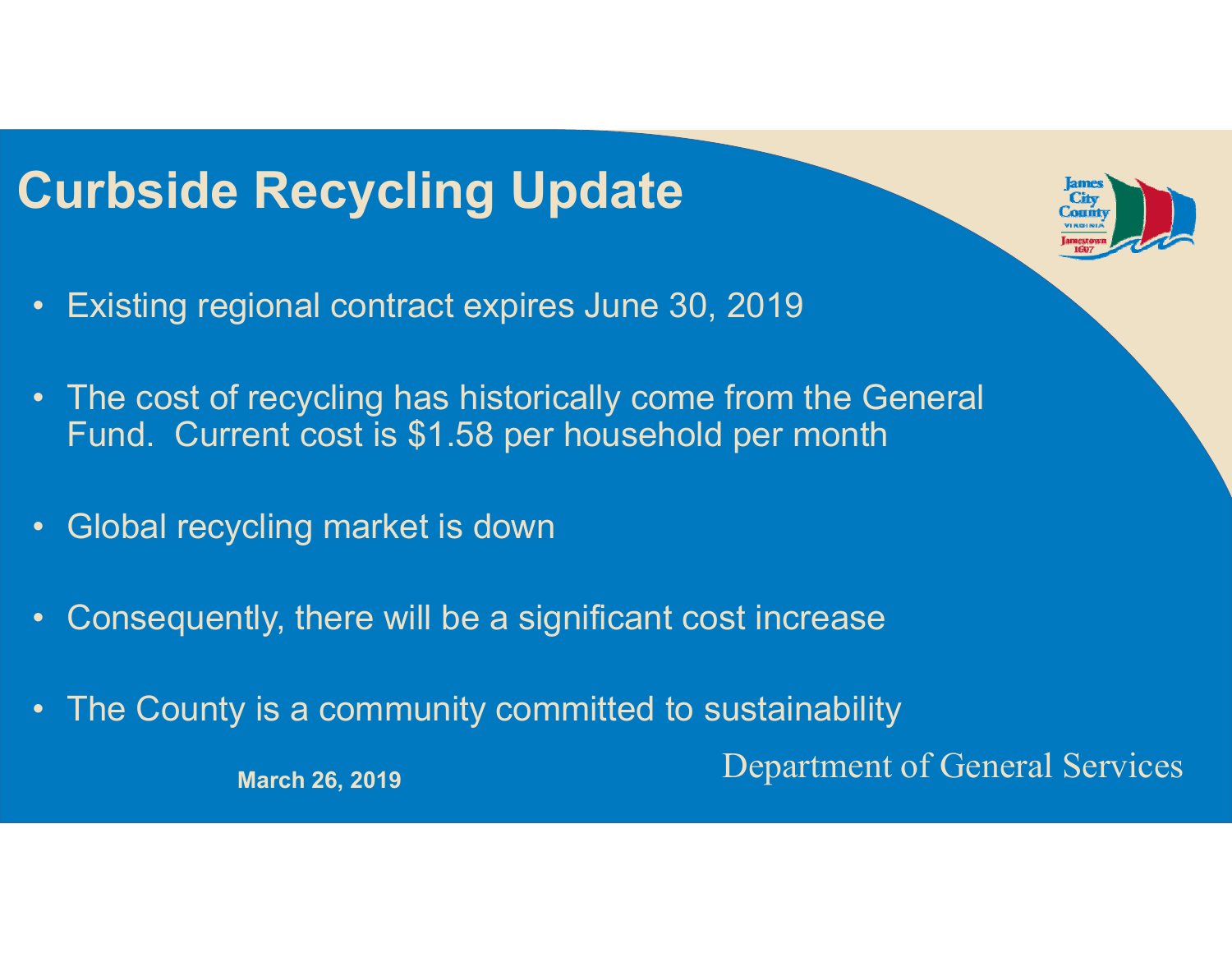# Curbside Recycling Update

- Existing regional contract expires June 30, 2019
- The cost of recycling has historically come from the General Fund. Current cost is $1.58 per household per month
- Global recycling market is down
- Consequently, there will be a significant cost increase
- The County is a community committed to sustainability

**March 26, 2019**

Department of General Services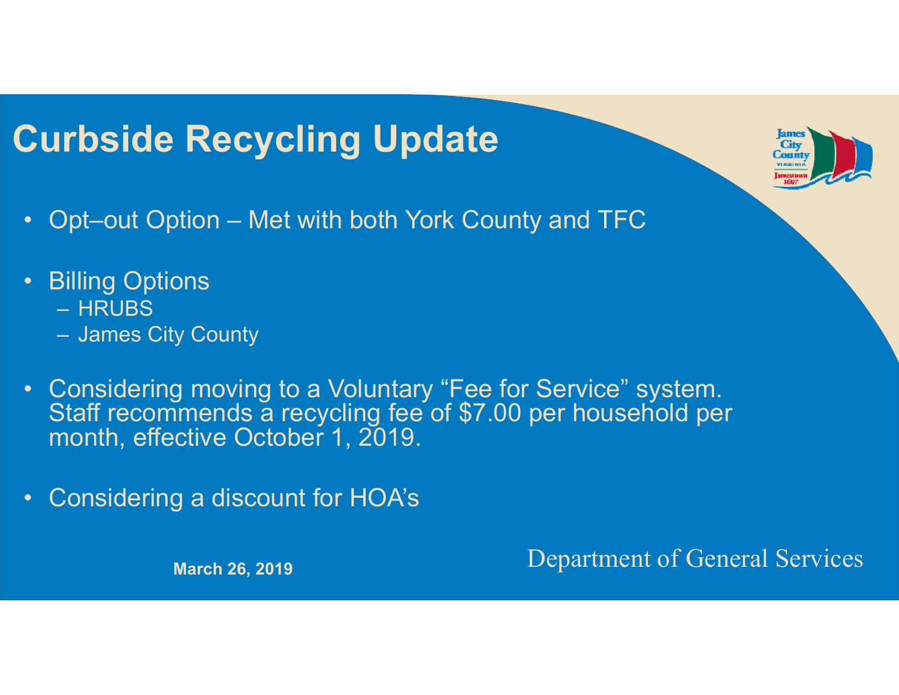# Curbside Recycling Update

- Opt–out Option – Met with both York County and TFC
- Billing Options
  - HRUBS
  - James City County
- Considering moving to a Voluntary "Fee for Service" system. Staff recommends a recycling fee of $7.00 per household per month, effective October 1, 2019.
- Considering a discount for HOA's

**March 26, 2019**

Department of General Services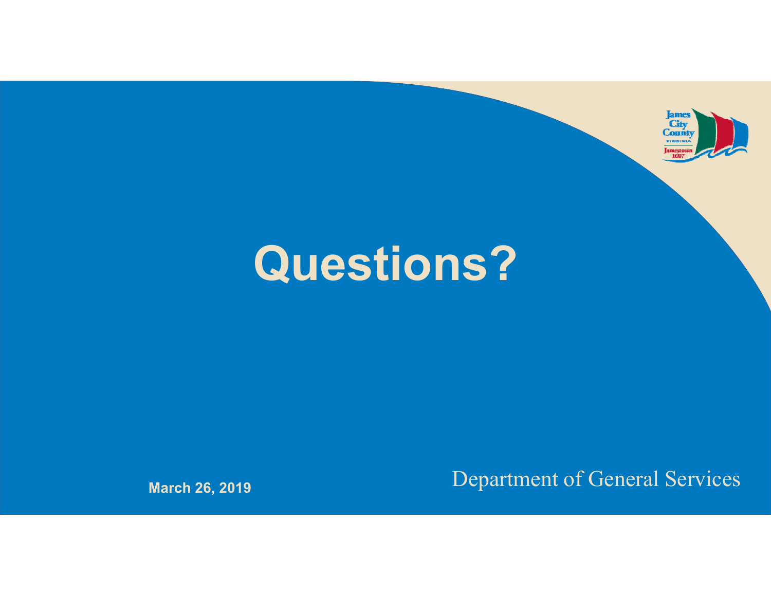# Questions?

March 26, 2019

Department of General Services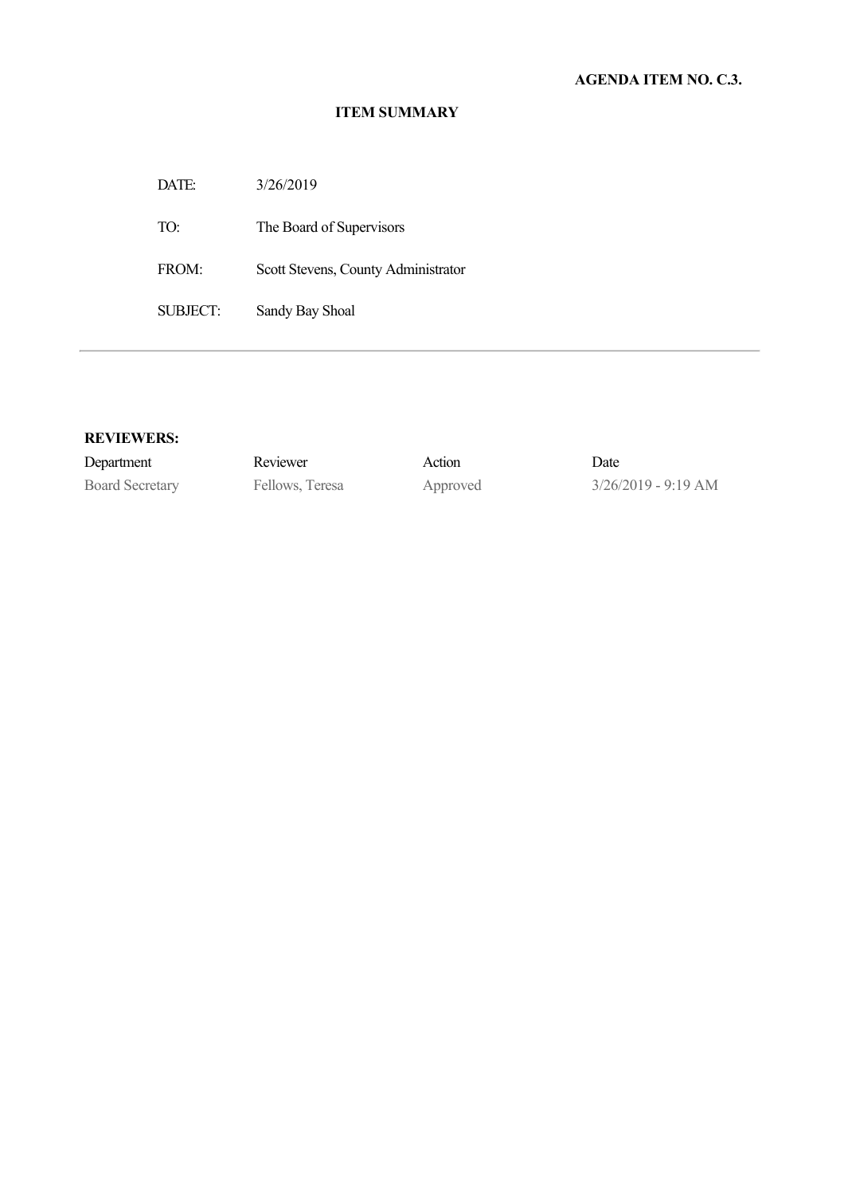**AGENDA ITEM NO. C.3.**

**ITEM SUMMARY**

DATE: 3/26/2019

TO: The Board of Supervisors

FROM: Scott Stevens, County Administrator

SUBJECT: Sandy Bay Shoal

---

**REVIEWERS:**

| Department | Reviewer | Action | Date |
| --- | --- | --- | --- |
| Board Secretary | Fellows, Teresa | Approved | 3/26/2019 - 9:19 AM |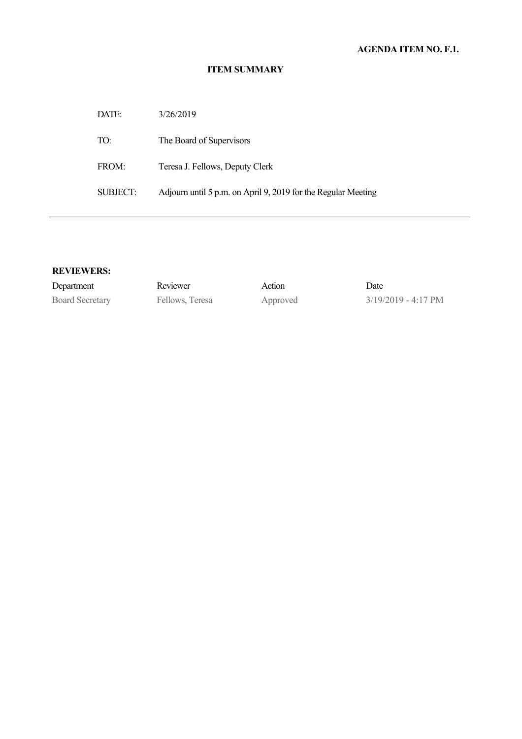**AGENDA ITEM NO. F.1.**

**ITEM SUMMARY**

| | |
|---|---|
| DATE: | 3/26/2019 |
| TO: | The Board of Supervisors |
| FROM: | Teresa J. Fellows, Deputy Clerk |
| SUBJECT: | Adjourn until 5 p.m. on April 9, 2019 for the Regular Meeting |

---

**REVIEWERS:**

| Department | Reviewer | Action | Date |
|---|---|---|---|
| Board Secretary | Fellows, Teresa | Approved | 3/19/2019 - 4:17 PM |